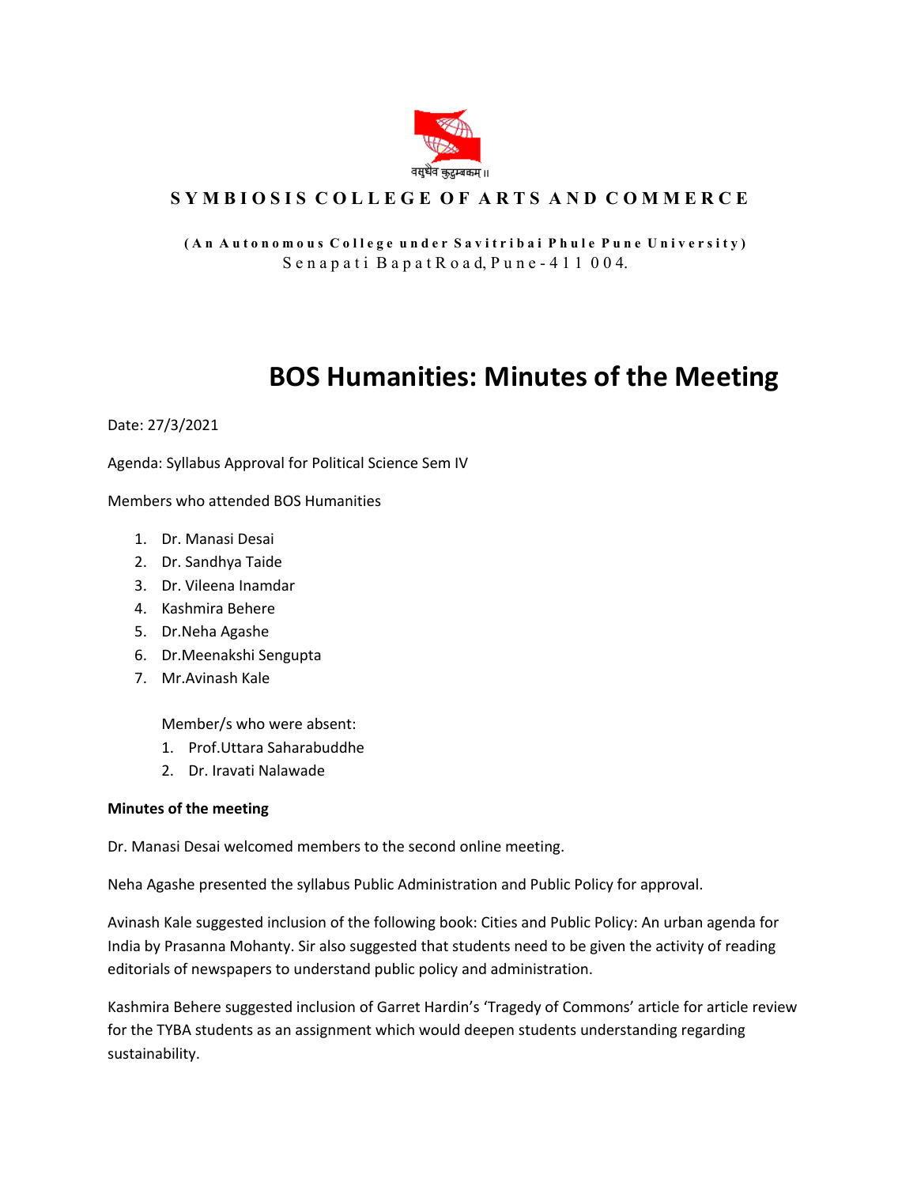वसुधैव कुटुम्बकम् ॥

**SYMBIOSIS COLLEGE OF ARTS AND COMMERCE**

**(An Autonomous College under Savitribai Phule Pune University)**
Senapati BapatRoad, Pune-411 004.

# BOS Humanities: Minutes of the Meeting

Date: 27/3/2021

Agenda: Syllabus Approval for Political Science Sem IV

Members who attended BOS Humanities

1. Dr. Manasi Desai
2. Dr. Sandhya Taide
3. Dr. Vileena Inamdar
4. Kashmira Behere
5. Dr.Neha Agashe
6. Dr.Meenakshi Sengupta
7. Mr.Avinash Kale

Member/s who were absent:

1. Prof.Uttara Saharabuddhe
2. Dr. Iravati Nalawade

**Minutes of the meeting**

Dr. Manasi Desai welcomed members to the second online meeting.

Neha Agashe presented the syllabus Public Administration and Public Policy for approval.

Avinash Kale suggested inclusion of the following book: Cities and Public Policy: An urban agenda for India by Prasanna Mohanty. Sir also suggested that students need to be given the activity of reading editorials of newspapers to understand public policy and administration.

Kashmira Behere suggested inclusion of Garret Hardin's 'Tragedy of Commons' article for article review for the TYBA students as an assignment which would deepen students understanding regarding sustainability.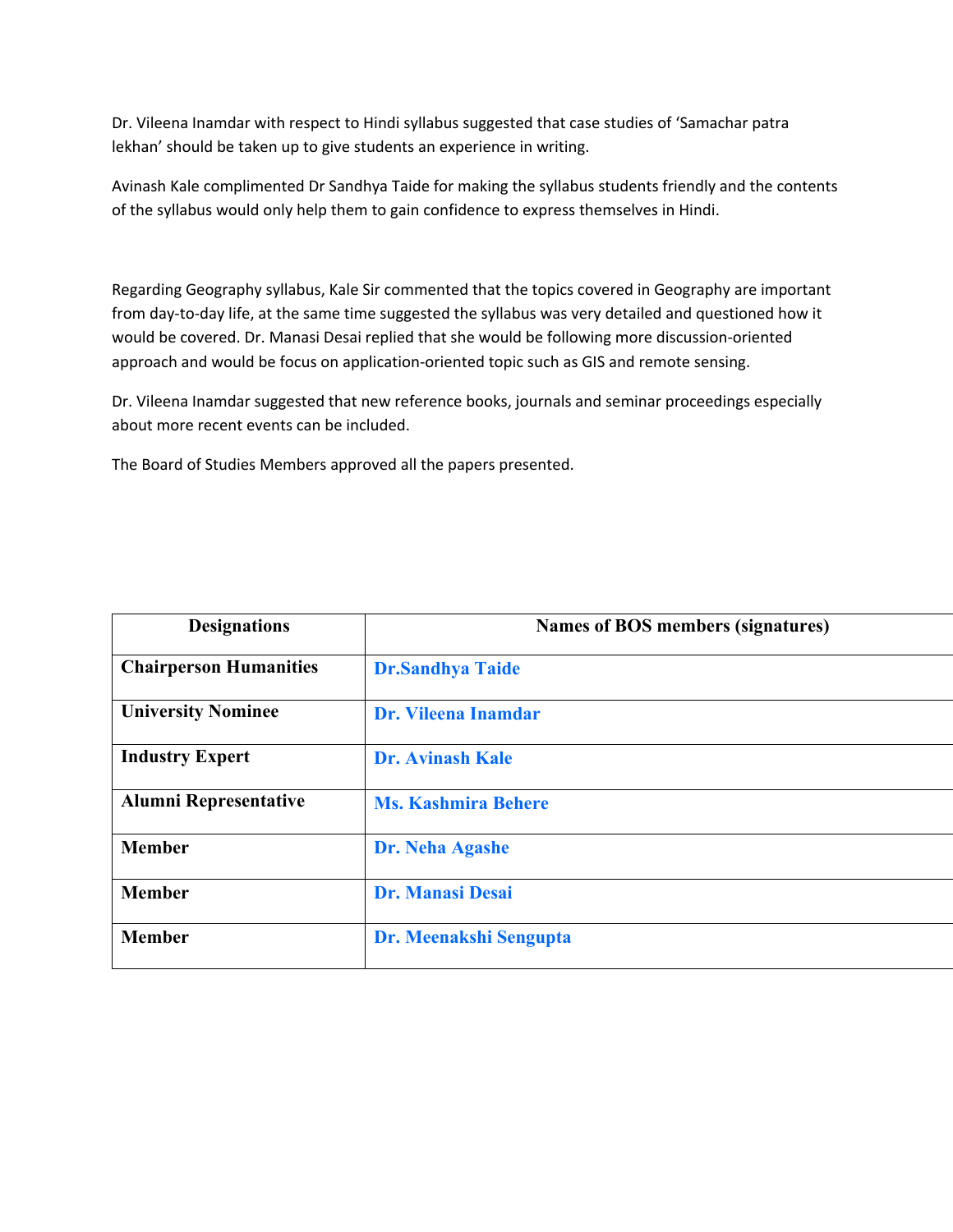Dr. Vileena Inamdar with respect to Hindi syllabus suggested that case studies of 'Samachar patra lekhan' should be taken up to give students an experience in writing.

Avinash Kale complimented Dr Sandhya Taide for making the syllabus students friendly and the contents of the syllabus would only help them to gain confidence to express themselves in Hindi.

Regarding Geography syllabus, Kale Sir commented that the topics covered in Geography are important from day-to-day life, at the same time suggested the syllabus was very detailed and questioned how it would be covered. Dr. Manasi Desai replied that she would be following more discussion-oriented approach and would be focus on application-oriented topic such as GIS and remote sensing.

Dr. Vileena Inamdar suggested that new reference books, journals and seminar proceedings especially about more recent events can be included.

The Board of Studies Members approved all the papers presented.

| Designations | Names of BOS members (signatures) |
|---|---|
| **Chairperson Humanities** | **Dr.Sandhya Taide** |
| **University Nominee** | **Dr. Vileena Inamdar** |
| **Industry Expert** | **Dr. Avinash Kale** |
| **Alumni Representative** | **Ms. Kashmira Behere** |
| **Member** | **Dr. Neha Agashe** |
| **Member** | **Dr. Manasi Desai** |
| **Member** | **Dr. Meenakshi Sengupta** |